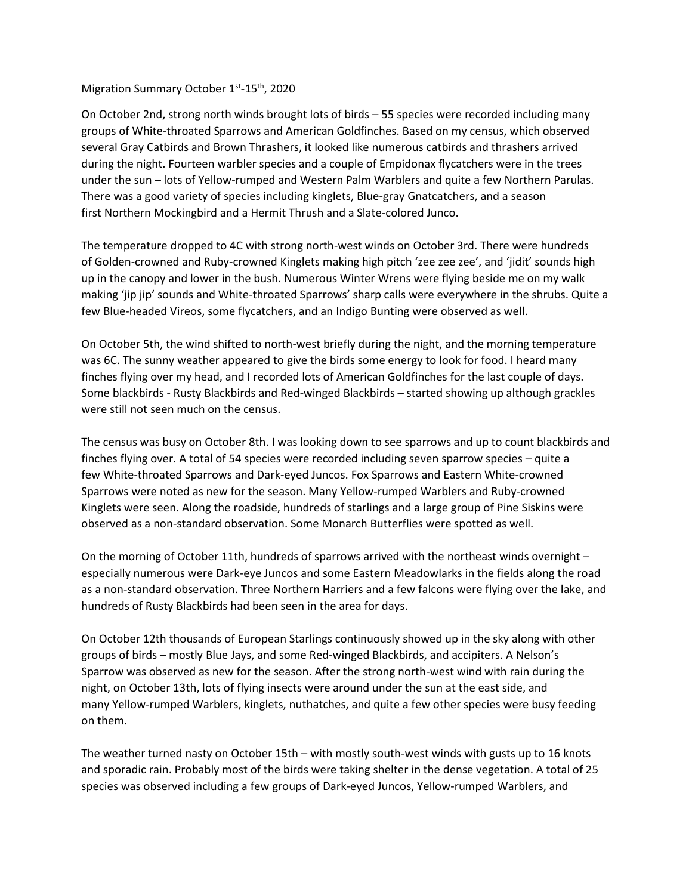Migration Summary October 1st-15th, 2020

On October 2nd, strong north winds brought lots of birds – 55 species were recorded including many groups of White-throated Sparrows and American Goldfinches. Based on my census, which observed several Gray Catbirds and Brown Thrashers, it looked like numerous catbirds and thrashers arrived during the night. Fourteen warbler species and a couple of Empidonax flycatchers were in the trees under the sun – lots of Yellow-rumped and Western Palm Warblers and quite a few Northern Parulas. There was a good variety of species including kinglets, Blue-gray Gnatcatchers, and a season first Northern Mockingbird and a Hermit Thrush and a Slate-colored Junco.

The temperature dropped to 4C with strong north-west winds on October 3rd. There were hundreds of Golden-crowned and Ruby-crowned Kinglets making high pitch 'zee zee zee', and 'jidit' sounds high up in the canopy and lower in the bush. Numerous Winter Wrens were flying beside me on my walk making 'jip jip' sounds and White-throated Sparrows' sharp calls were everywhere in the shrubs. Quite a few Blue-headed Vireos, some flycatchers, and an Indigo Bunting were observed as well.

On October 5th, the wind shifted to north-west briefly during the night, and the morning temperature was 6C. The sunny weather appeared to give the birds some energy to look for food. I heard many finches flying over my head, and I recorded lots of American Goldfinches for the last couple of days. Some blackbirds - Rusty Blackbirds and Red-winged Blackbirds – started showing up although grackles were still not seen much on the census.

The census was busy on October 8th. I was looking down to see sparrows and up to count blackbirds and finches flying over. A total of 54 species were recorded including seven sparrow species – quite a few White-throated Sparrows and Dark-eyed Juncos. Fox Sparrows and Eastern White-crowned Sparrows were noted as new for the season. Many Yellow-rumped Warblers and Ruby-crowned Kinglets were seen. Along the roadside, hundreds of starlings and a large group of Pine Siskins were observed as a non-standard observation. Some Monarch Butterflies were spotted as well.

On the morning of October 11th, hundreds of sparrows arrived with the northeast winds overnight – especially numerous were Dark-eye Juncos and some Eastern Meadowlarks in the fields along the road as a non-standard observation. Three Northern Harriers and a few falcons were flying over the lake, and hundreds of Rusty Blackbirds had been seen in the area for days.

On October 12th thousands of European Starlings continuously showed up in the sky along with other groups of birds – mostly Blue Jays, and some Red-winged Blackbirds, and accipiters. A Nelson's Sparrow was observed as new for the season. After the strong north-west wind with rain during the night, on October 13th, lots of flying insects were around under the sun at the east side, and many Yellow-rumped Warblers, kinglets, nuthatches, and quite a few other species were busy feeding on them.

The weather turned nasty on October 15th – with mostly south-west winds with gusts up to 16 knots and sporadic rain. Probably most of the birds were taking shelter in the dense vegetation. A total of 25 species was observed including a few groups of Dark-eyed Juncos, Yellow-rumped Warblers, and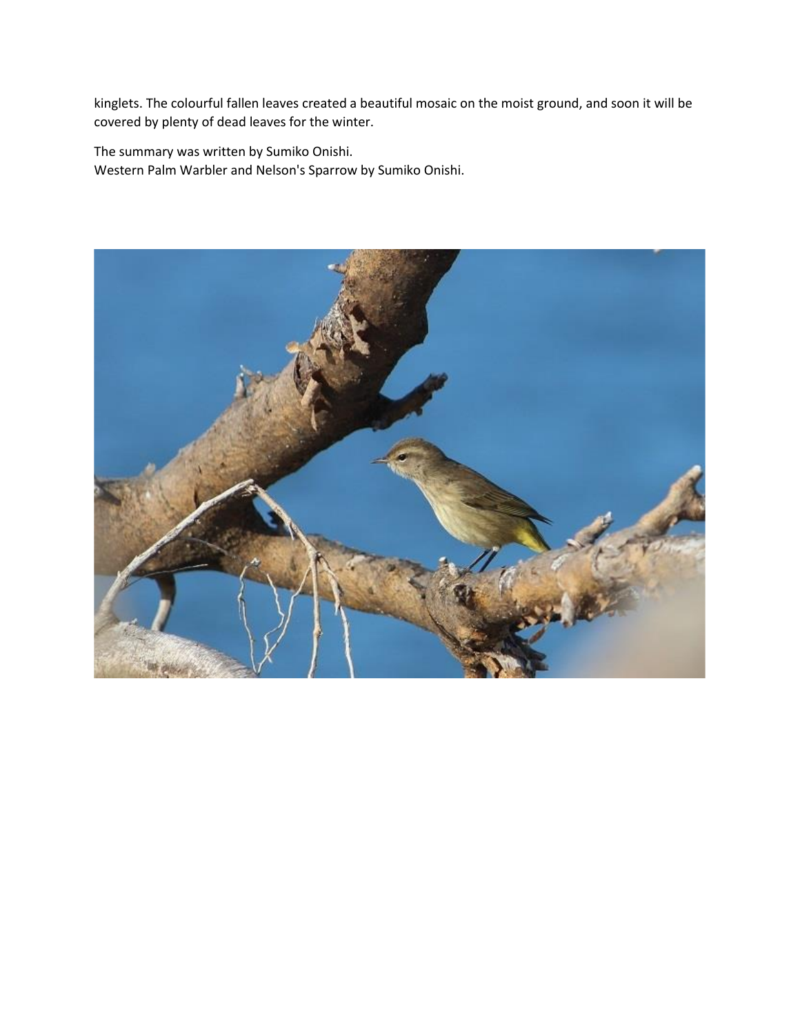kinglets. The colourful fallen leaves created a beautiful mosaic on the moist ground, and soon it will be covered by plenty of dead leaves for the winter.

The summary was written by Sumiko Onishi.
Western Palm Warbler and Nelson's Sparrow by Sumiko Onishi.